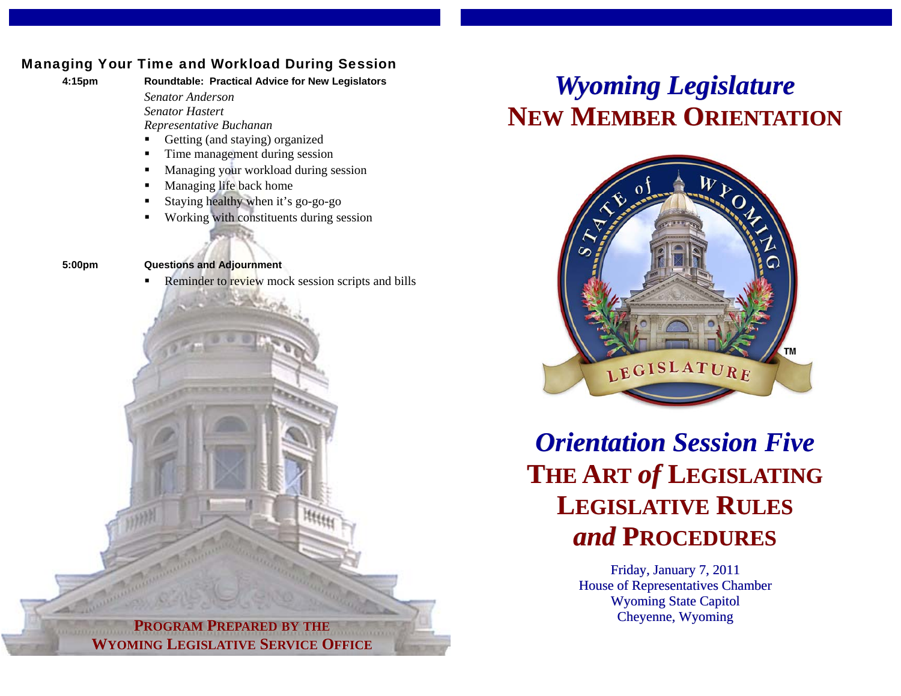## Managing Your Time and Workload During Session

**4:15pm** **Roundtable: Practical Advice for New Legislators**

*Senator Anderson*
*Senator Hastert*
*Representative Buchanan*

- Getting (and staying) organized
- Time management during session
- Managing your workload during session
- Managing life back home
- Staying healthy when it's go-go-go
- Working with constituents during session

**5:00pm** **Questions and Adjournment**

- Reminder to review mock session scripts and bills

**PROGRAM PREPARED BY THE**
**WYOMING LEGISLATIVE SERVICE OFFICE**

# *Wyoming Legislature*
# NEW MEMBER ORIENTATION

STATE of WYOMING
LEGISLATURE ™

## *Orientation Session Five*
## THE ART *of* LEGISLATING
## LEGISLATIVE RULES *and* PROCEDURES

Friday, January 7, 2011
House of Representatives Chamber
Wyoming State Capitol
Cheyenne, Wyoming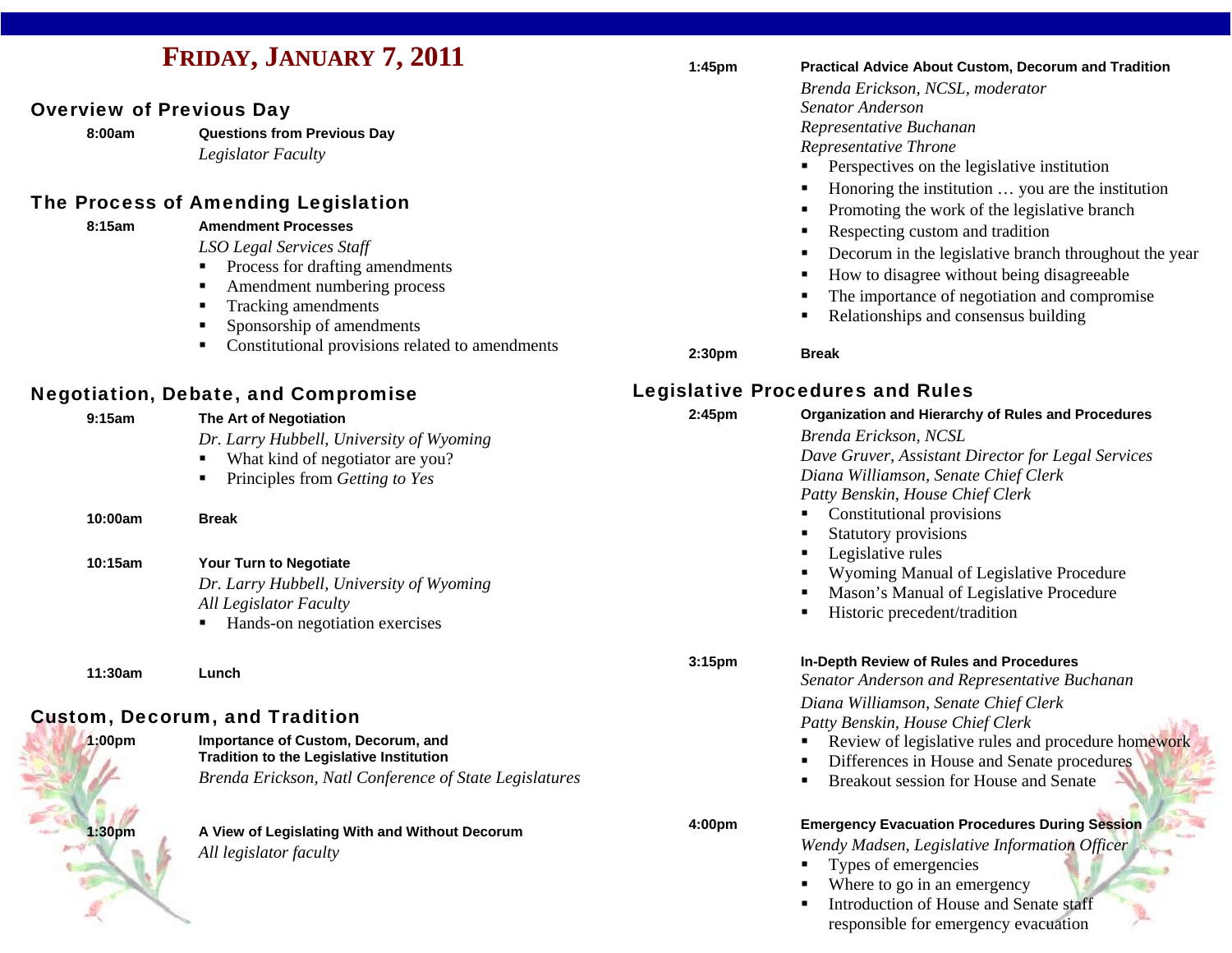# FRIDAY, JANUARY 7, 2011

## Overview of Previous Day

**8:00am** **Questions from Previous Day**
*Legislator Faculty*

## The Process of Amending Legislation

**8:15am** **Amendment Processes**
*LSO Legal Services Staff*

- Process for drafting amendments
- Amendment numbering process
- Tracking amendments
- Sponsorship of amendments
- Constitutional provisions related to amendments

## Negotiation, Debate, and Compromise

**9:15am** **The Art of Negotiation**
*Dr. Larry Hubbell, University of Wyoming*

- What kind of negotiator are you?
- Principles from *Getting to Yes*

**10:00am** **Break**

**10:15am** **Your Turn to Negotiate**
*Dr. Larry Hubbell, University of Wyoming*
*All Legislator Faculty*

- Hands-on negotiation exercises

**11:30am** **Lunch**

## Custom, Decorum, and Tradition

**1:00pm** **Importance of Custom, Decorum, and Tradition to the Legislative Institution**
*Brenda Erickson, Natl Conference of State Legislatures*

**1:30pm** **A View of Legislating With and Without Decorum**
*All legislator faculty*

**1:45pm** **Practical Advice About Custom, Decorum and Tradition**
*Brenda Erickson, NCSL, moderator*
*Senator Anderson*
*Representative Buchanan*
*Representative Throne*

- Perspectives on the legislative institution
- Honoring the institution … you are the institution
- Promoting the work of the legislative branch
- Respecting custom and tradition
- Decorum in the legislative branch throughout the year
- How to disagree without being disagreeable
- The importance of negotiation and compromise
- Relationships and consensus building

**2:30pm** **Break**

## Legislative Procedures and Rules

**2:45pm** **Organization and Hierarchy of Rules and Procedures**
*Brenda Erickson, NCSL*
*Dave Gruver, Assistant Director for Legal Services*
*Diana Williamson, Senate Chief Clerk*
*Patty Benskin, House Chief Clerk*

- Constitutional provisions
- Statutory provisions
- Legislative rules
- Wyoming Manual of Legislative Procedure
- Mason's Manual of Legislative Procedure
- Historic precedent/tradition

**3:15pm** **In-Depth Review of Rules and Procedures**
*Senator Anderson and Representative Buchanan*
*Diana Williamson, Senate Chief Clerk*
*Patty Benskin, House Chief Clerk*

- Review of legislative rules and procedure homework
- Differences in House and Senate procedures
- Breakout session for House and Senate

**4:00pm** **Emergency Evacuation Procedures During Session**
*Wendy Madsen, Legislative Information Officer*

- Types of emergencies
- Where to go in an emergency
- Introduction of House and Senate staff responsible for emergency evacuation